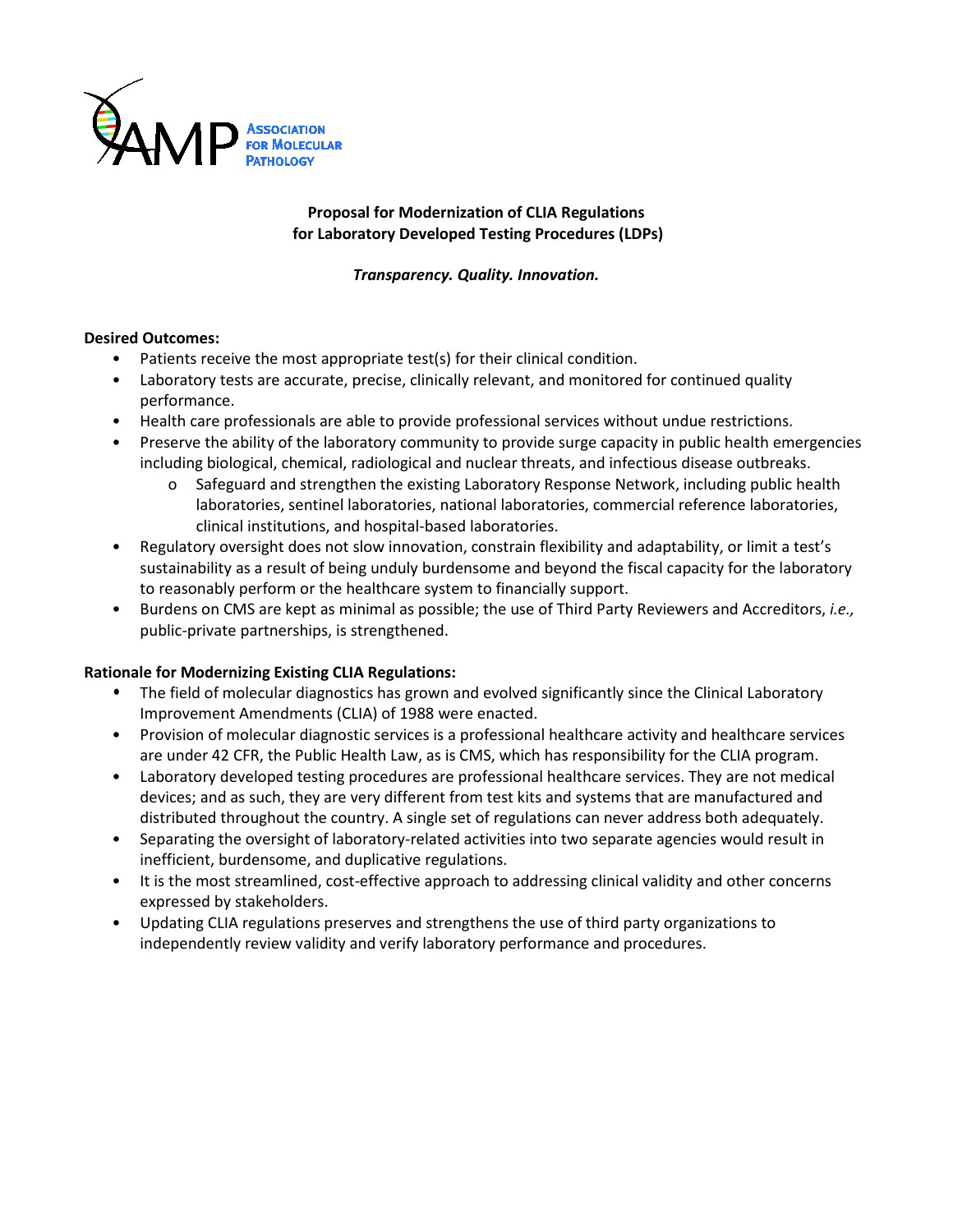AMP Association for Molecular Pathology

**Proposal for Modernization of CLIA Regulations**
**for Laboratory Developed Testing Procedures (LDPs)**

***Transparency. Quality. Innovation.***

**Desired Outcomes:**

- Patients receive the most appropriate test(s) for their clinical condition.
- Laboratory tests are accurate, precise, clinically relevant, and monitored for continued quality performance.
- Health care professionals are able to provide professional services without undue restrictions.
- Preserve the ability of the laboratory community to provide surge capacity in public health emergencies including biological, chemical, radiological and nuclear threats, and infectious disease outbreaks.
    - Safeguard and strengthen the existing Laboratory Response Network, including public health laboratories, sentinel laboratories, national laboratories, commercial reference laboratories, clinical institutions, and hospital-based laboratories.
- Regulatory oversight does not slow innovation, constrain flexibility and adaptability, or limit a test's sustainability as a result of being unduly burdensome and beyond the fiscal capacity for the laboratory to reasonably perform or the healthcare system to financially support.
- Burdens on CMS are kept as minimal as possible; the use of Third Party Reviewers and Accreditors, *i.e.,* public-private partnerships, is strengthened.

**Rationale for Modernizing Existing CLIA Regulations:**

- The field of molecular diagnostics has grown and evolved significantly since the Clinical Laboratory Improvement Amendments (CLIA) of 1988 were enacted.
- Provision of molecular diagnostic services is a professional healthcare activity and healthcare services are under 42 CFR, the Public Health Law, as is CMS, which has responsibility for the CLIA program.
- Laboratory developed testing procedures are professional healthcare services. They are not medical devices; and as such, they are very different from test kits and systems that are manufactured and distributed throughout the country. A single set of regulations can never address both adequately.
- Separating the oversight of laboratory-related activities into two separate agencies would result in inefficient, burdensome, and duplicative regulations.
- It is the most streamlined, cost-effective approach to addressing clinical validity and other concerns expressed by stakeholders.
- Updating CLIA regulations preserves and strengthens the use of third party organizations to independently review validity and verify laboratory performance and procedures.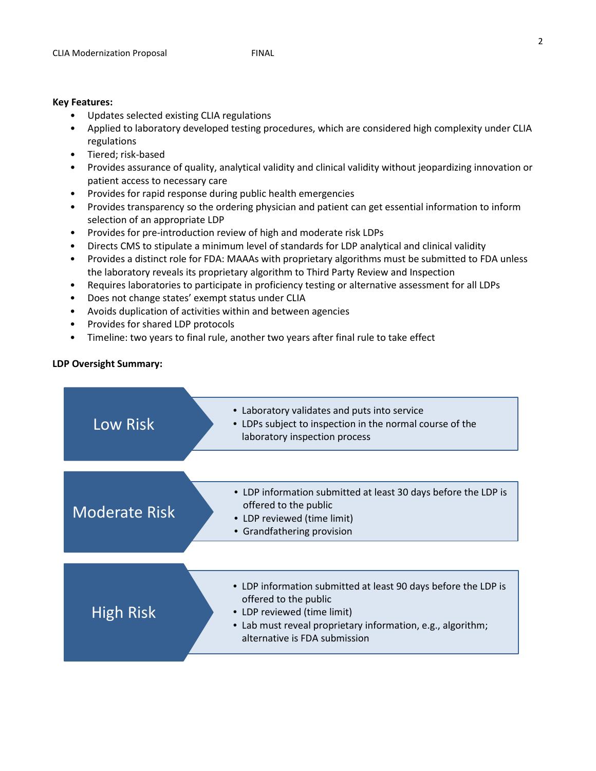**Key Features:**

- Updates selected existing CLIA regulations
- Applied to laboratory developed testing procedures, which are considered high complexity under CLIA regulations
- Tiered; risk-based
- Provides assurance of quality, analytical validity and clinical validity without jeopardizing innovation or patient access to necessary care
- Provides for rapid response during public health emergencies
- Provides transparency so the ordering physician and patient can get essential information to inform selection of an appropriate LDP
- Provides for pre-introduction review of high and moderate risk LDPs
- Directs CMS to stipulate a minimum level of standards for LDP analytical and clinical validity
- Provides a distinct role for FDA: MAAAs with proprietary algorithms must be submitted to FDA unless the laboratory reveals its proprietary algorithm to Third Party Review and Inspection
- Requires laboratories to participate in proficiency testing or alternative assessment for all LDPs
- Does not change states' exempt status under CLIA
- Avoids duplication of activities within and between agencies
- Provides for shared LDP protocols
- Timeline: two years to final rule, another two years after final rule to take effect

**LDP Oversight Summary:**

| Risk Level | Oversight |
| --- | --- |
| Low Risk | • Laboratory validates and puts into service<br>• LDPs subject to inspection in the normal course of the laboratory inspection process |
| Moderate Risk | • LDP information submitted at least 30 days before the LDP is offered to the public<br>• LDP reviewed (time limit)<br>• Grandfathering provision |
| High Risk | • LDP information submitted at least 90 days before the LDP is offered to the public<br>• LDP reviewed (time limit)<br>• Lab must reveal proprietary information, e.g., algorithm; alternative is FDA submission |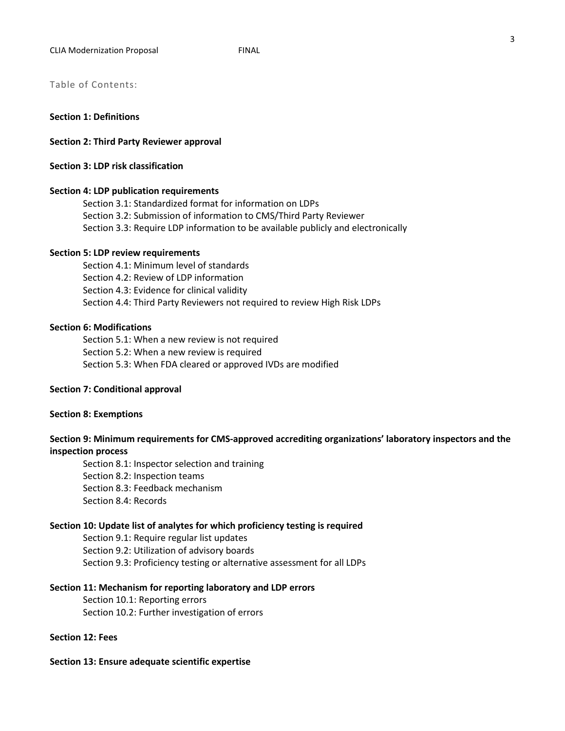Table of Contents:

**Section 1: Definitions**

**Section 2: Third Party Reviewer approval**

**Section 3: LDP risk classification**

**Section 4: LDP publication requirements**

- Section 3.1: Standardized format for information on LDPs
- Section 3.2: Submission of information to CMS/Third Party Reviewer
- Section 3.3: Require LDP information to be available publicly and electronically

**Section 5: LDP review requirements**

- Section 4.1: Minimum level of standards
- Section 4.2: Review of LDP information
- Section 4.3: Evidence for clinical validity
- Section 4.4: Third Party Reviewers not required to review High Risk LDPs

**Section 6: Modifications**

- Section 5.1: When a new review is not required
- Section 5.2: When a new review is required
- Section 5.3: When FDA cleared or approved IVDs are modified

**Section 7: Conditional approval**

**Section 8: Exemptions**

**Section 9: Minimum requirements for CMS-approved accrediting organizations' laboratory inspectors and the inspection process**

- Section 8.1: Inspector selection and training
- Section 8.2: Inspection teams
- Section 8.3: Feedback mechanism
- Section 8.4: Records

**Section 10: Update list of analytes for which proficiency testing is required**

- Section 9.1: Require regular list updates
- Section 9.2: Utilization of advisory boards
- Section 9.3: Proficiency testing or alternative assessment for all LDPs

**Section 11: Mechanism for reporting laboratory and LDP errors**

- Section 10.1: Reporting errors
- Section 10.2: Further investigation of errors

**Section 12: Fees**

**Section 13: Ensure adequate scientific expertise**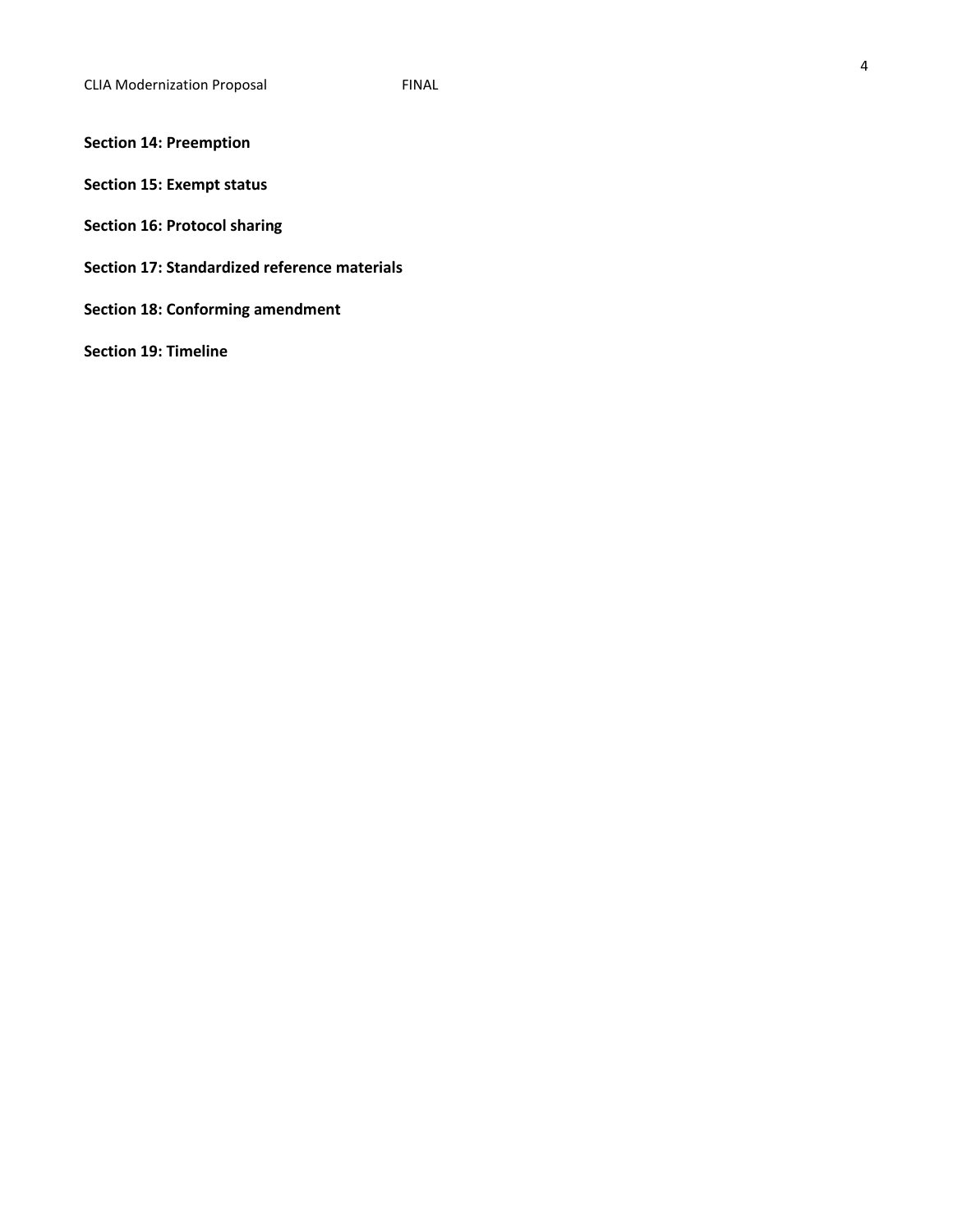**Section 14: Preemption**

**Section 15: Exempt status**

**Section 16: Protocol sharing**

**Section 17: Standardized reference materials**

**Section 18: Conforming amendment**

**Section 19: Timeline**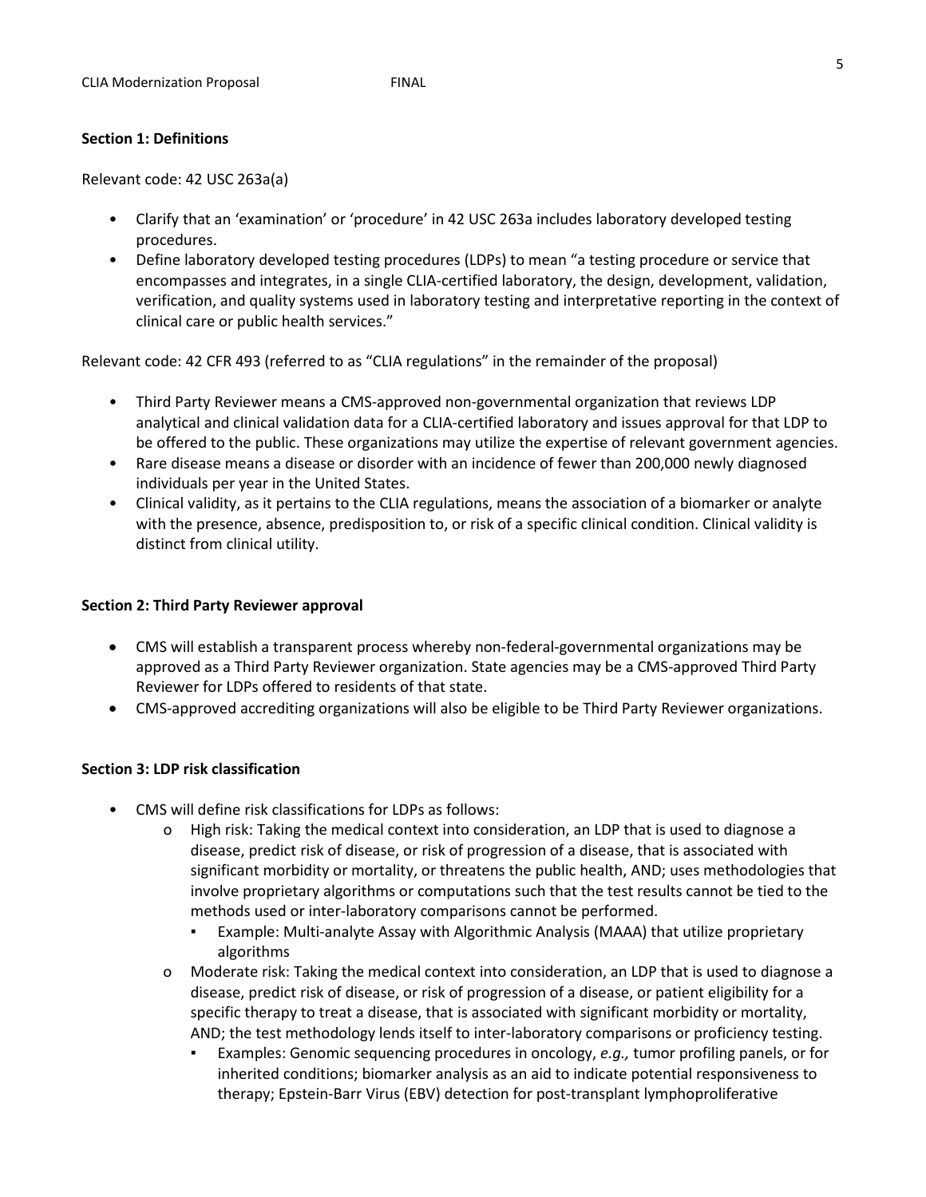**Section 1: Definitions**

Relevant code: 42 USC 263a(a)

- Clarify that an 'examination' or 'procedure' in 42 USC 263a includes laboratory developed testing procedures.
- Define laboratory developed testing procedures (LDPs) to mean "a testing procedure or service that encompasses and integrates, in a single CLIA-certified laboratory, the design, development, validation, verification, and quality systems used in laboratory testing and interpretative reporting in the context of clinical care or public health services."

Relevant code: 42 CFR 493 (referred to as "CLIA regulations" in the remainder of the proposal)

- Third Party Reviewer means a CMS-approved non-governmental organization that reviews LDP analytical and clinical validation data for a CLIA-certified laboratory and issues approval for that LDP to be offered to the public. These organizations may utilize the expertise of relevant government agencies.
- Rare disease means a disease or disorder with an incidence of fewer than 200,000 newly diagnosed individuals per year in the United States.
- Clinical validity, as it pertains to the CLIA regulations, means the association of a biomarker or analyte with the presence, absence, predisposition to, or risk of a specific clinical condition. Clinical validity is distinct from clinical utility.

**Section 2: Third Party Reviewer approval**

- CMS will establish a transparent process whereby non-federal-governmental organizations may be approved as a Third Party Reviewer organization. State agencies may be a CMS-approved Third Party Reviewer for LDPs offered to residents of that state.
- CMS-approved accrediting organizations will also be eligible to be Third Party Reviewer organizations.

**Section 3: LDP risk classification**

- CMS will define risk classifications for LDPs as follows:
  - High risk: Taking the medical context into consideration, an LDP that is used to diagnose a disease, predict risk of disease, or risk of progression of a disease, that is associated with significant morbidity or mortality, or threatens the public health, AND; uses methodologies that involve proprietary algorithms or computations such that the test results cannot be tied to the methods used or inter-laboratory comparisons cannot be performed.
    - Example: Multi-analyte Assay with Algorithmic Analysis (MAAA) that utilize proprietary algorithms
  - Moderate risk: Taking the medical context into consideration, an LDP that is used to diagnose a disease, predict risk of disease, or risk of progression of a disease, or patient eligibility for a specific therapy to treat a disease, that is associated with significant morbidity or mortality, AND; the test methodology lends itself to inter-laboratory comparisons or proficiency testing.
    - Examples: Genomic sequencing procedures in oncology, *e.g.,* tumor profiling panels, or for inherited conditions; biomarker analysis as an aid to indicate potential responsiveness to therapy; Epstein-Barr Virus (EBV) detection for post-transplant lymphoproliferative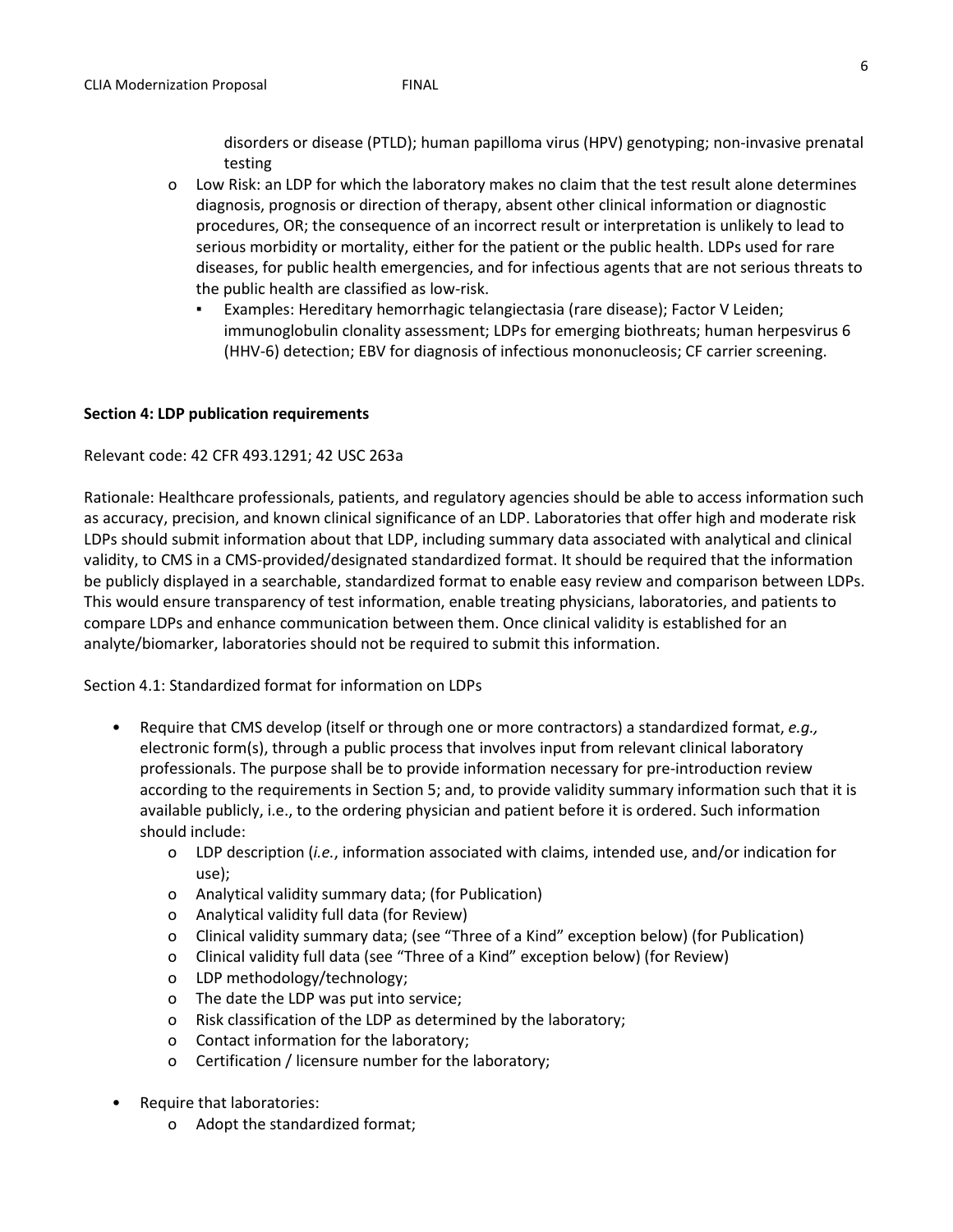disorders or disease (PTLD); human papilloma virus (HPV) genotyping; non-invasive prenatal testing

- Low Risk: an LDP for which the laboratory makes no claim that the test result alone determines diagnosis, prognosis or direction of therapy, absent other clinical information or diagnostic procedures, OR; the consequence of an incorrect result or interpretation is unlikely to lead to serious morbidity or mortality, either for the patient or the public health. LDPs used for rare diseases, for public health emergencies, and for infectious agents that are not serious threats to the public health are classified as low-risk.
  - Examples: Hereditary hemorrhagic telangiectasia (rare disease); Factor V Leiden; immunoglobulin clonality assessment; LDPs for emerging biothreats; human herpesvirus 6 (HHV-6) detection; EBV for diagnosis of infectious mononucleosis; CF carrier screening.

**Section 4: LDP publication requirements**

Relevant code: 42 CFR 493.1291; 42 USC 263a

Rationale: Healthcare professionals, patients, and regulatory agencies should be able to access information such as accuracy, precision, and known clinical significance of an LDP. Laboratories that offer high and moderate risk LDPs should submit information about that LDP, including summary data associated with analytical and clinical validity, to CMS in a CMS-provided/designated standardized format. It should be required that the information be publicly displayed in a searchable, standardized format to enable easy review and comparison between LDPs. This would ensure transparency of test information, enable treating physicians, laboratories, and patients to compare LDPs and enhance communication between them. Once clinical validity is established for an analyte/biomarker, laboratories should not be required to submit this information.

Section 4.1: Standardized format for information on LDPs

- Require that CMS develop (itself or through one or more contractors) a standardized format, *e.g.,* electronic form(s), through a public process that involves input from relevant clinical laboratory professionals. The purpose shall be to provide information necessary for pre-introduction review according to the requirements in Section 5; and, to provide validity summary information such that it is available publicly, i.e., to the ordering physician and patient before it is ordered. Such information should include:
  - LDP description (*i.e.*, information associated with claims, intended use, and/or indication for use);
  - Analytical validity summary data; (for Publication)
  - Analytical validity full data (for Review)
  - Clinical validity summary data; (see "Three of a Kind" exception below) (for Publication)
  - Clinical validity full data (see "Three of a Kind" exception below) (for Review)
  - LDP methodology/technology;
  - The date the LDP was put into service;
  - Risk classification of the LDP as determined by the laboratory;
  - Contact information for the laboratory;
  - Certification / licensure number for the laboratory;
- Require that laboratories:
  - Adopt the standardized format;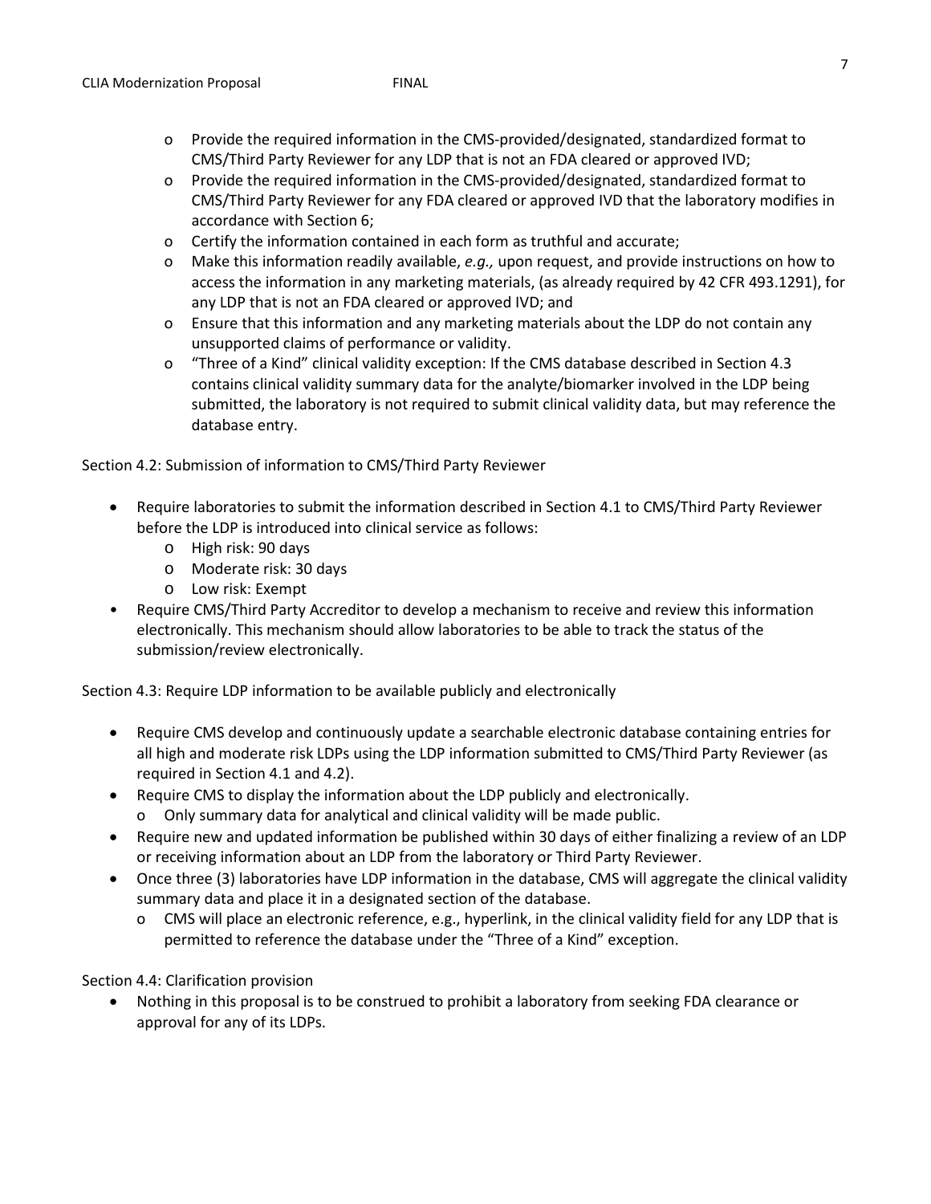- Provide the required information in the CMS-provided/designated, standardized format to CMS/Third Party Reviewer for any LDP that is not an FDA cleared or approved IVD;
- Provide the required information in the CMS-provided/designated, standardized format to CMS/Third Party Reviewer for any FDA cleared or approved IVD that the laboratory modifies in accordance with Section 6;
- Certify the information contained in each form as truthful and accurate;
- Make this information readily available, *e.g.,* upon request, and provide instructions on how to access the information in any marketing materials, (as already required by 42 CFR 493.1291), for any LDP that is not an FDA cleared or approved IVD; and
- Ensure that this information and any marketing materials about the LDP do not contain any unsupported claims of performance or validity.
- "Three of a Kind" clinical validity exception: If the CMS database described in Section 4.3 contains clinical validity summary data for the analyte/biomarker involved in the LDP being submitted, the laboratory is not required to submit clinical validity data, but may reference the database entry.

Section 4.2: Submission of information to CMS/Third Party Reviewer

- Require laboratories to submit the information described in Section 4.1 to CMS/Third Party Reviewer before the LDP is introduced into clinical service as follows:
  - High risk: 90 days
  - Moderate risk: 30 days
  - Low risk: Exempt
- Require CMS/Third Party Accreditor to develop a mechanism to receive and review this information electronically. This mechanism should allow laboratories to be able to track the status of the submission/review electronically.

Section 4.3: Require LDP information to be available publicly and electronically

- Require CMS develop and continuously update a searchable electronic database containing entries for all high and moderate risk LDPs using the LDP information submitted to CMS/Third Party Reviewer (as required in Section 4.1 and 4.2).
- Require CMS to display the information about the LDP publicly and electronically.
  - Only summary data for analytical and clinical validity will be made public.
- Require new and updated information be published within 30 days of either finalizing a review of an LDP or receiving information about an LDP from the laboratory or Third Party Reviewer.
- Once three (3) laboratories have LDP information in the database, CMS will aggregate the clinical validity summary data and place it in a designated section of the database.
  - CMS will place an electronic reference, e.g., hyperlink, in the clinical validity field for any LDP that is permitted to reference the database under the "Three of a Kind" exception.

Section 4.4: Clarification provision

- Nothing in this proposal is to be construed to prohibit a laboratory from seeking FDA clearance or approval for any of its LDPs.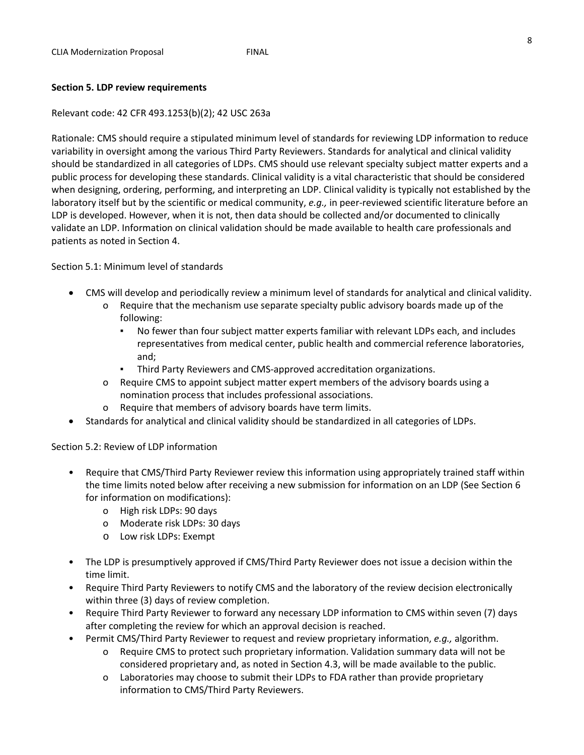### Section 5. LDP review requirements

Relevant code: 42 CFR 493.1253(b)(2); 42 USC 263a

Rationale: CMS should require a stipulated minimum level of standards for reviewing LDP information to reduce variability in oversight among the various Third Party Reviewers. Standards for analytical and clinical validity should be standardized in all categories of LDPs. CMS should use relevant specialty subject matter experts and a public process for developing these standards. Clinical validity is a vital characteristic that should be considered when designing, ordering, performing, and interpreting an LDP. Clinical validity is typically not established by the laboratory itself but by the scientific or medical community, *e.g.,* in peer-reviewed scientific literature before an LDP is developed. However, when it is not, then data should be collected and/or documented to clinically validate an LDP. Information on clinical validation should be made available to health care professionals and patients as noted in Section 4.

Section 5.1: Minimum level of standards

- CMS will develop and periodically review a minimum level of standards for analytical and clinical validity.
  - Require that the mechanism use separate specialty public advisory boards made up of the following:
    - No fewer than four subject matter experts familiar with relevant LDPs each, and includes representatives from medical center, public health and commercial reference laboratories, and;
    - Third Party Reviewers and CMS-approved accreditation organizations.
  - Require CMS to appoint subject matter expert members of the advisory boards using a nomination process that includes professional associations.
  - Require that members of advisory boards have term limits.
- Standards for analytical and clinical validity should be standardized in all categories of LDPs.

Section 5.2: Review of LDP information

- Require that CMS/Third Party Reviewer review this information using appropriately trained staff within the time limits noted below after receiving a new submission for information on an LDP (See Section 6 for information on modifications):
  - High risk LDPs: 90 days
  - Moderate risk LDPs: 30 days
  - Low risk LDPs: Exempt
- The LDP is presumptively approved if CMS/Third Party Reviewer does not issue a decision within the time limit.
- Require Third Party Reviewers to notify CMS and the laboratory of the review decision electronically within three (3) days of review completion.
- Require Third Party Reviewer to forward any necessary LDP information to CMS within seven (7) days after completing the review for which an approval decision is reached.
- Permit CMS/Third Party Reviewer to request and review proprietary information, *e.g.,* algorithm.
  - Require CMS to protect such proprietary information. Validation summary data will not be considered proprietary and, as noted in Section 4.3, will be made available to the public.
  - Laboratories may choose to submit their LDPs to FDA rather than provide proprietary information to CMS/Third Party Reviewers.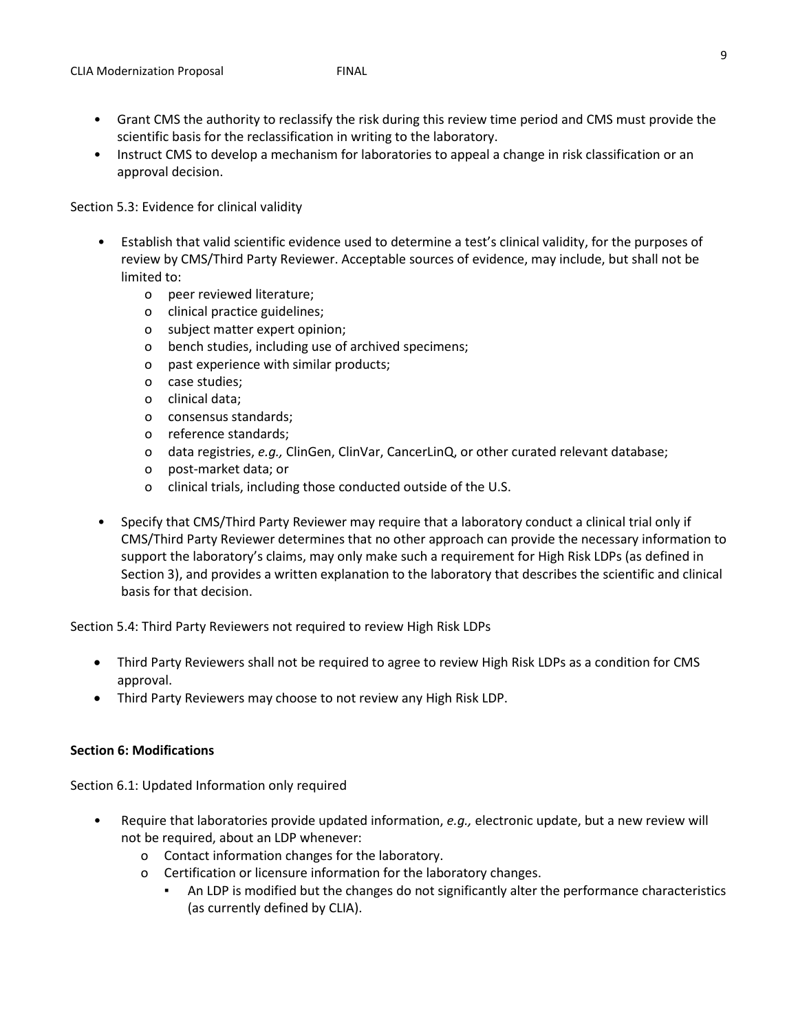- Grant CMS the authority to reclassify the risk during this review time period and CMS must provide the scientific basis for the reclassification in writing to the laboratory.
- Instruct CMS to develop a mechanism for laboratories to appeal a change in risk classification or an approval decision.

Section 5.3: Evidence for clinical validity

- Establish that valid scientific evidence used to determine a test's clinical validity, for the purposes of review by CMS/Third Party Reviewer. Acceptable sources of evidence, may include, but shall not be limited to:
  - peer reviewed literature;
  - clinical practice guidelines;
  - subject matter expert opinion;
  - bench studies, including use of archived specimens;
  - past experience with similar products;
  - case studies;
  - clinical data;
  - consensus standards;
  - reference standards;
  - data registries, *e.g.,* ClinGen, ClinVar, CancerLinQ, or other curated relevant database;
  - post-market data; or
  - clinical trials, including those conducted outside of the U.S.
- Specify that CMS/Third Party Reviewer may require that a laboratory conduct a clinical trial only if CMS/Third Party Reviewer determines that no other approach can provide the necessary information to support the laboratory's claims, may only make such a requirement for High Risk LDPs (as defined in Section 3), and provides a written explanation to the laboratory that describes the scientific and clinical basis for that decision.

Section 5.4: Third Party Reviewers not required to review High Risk LDPs

- Third Party Reviewers shall not be required to agree to review High Risk LDPs as a condition for CMS approval.
- Third Party Reviewers may choose to not review any High Risk LDP.

**Section 6: Modifications**

Section 6.1: Updated Information only required

- Require that laboratories provide updated information, *e.g.,* electronic update, but a new review will not be required, about an LDP whenever:
  - Contact information changes for the laboratory.
  - Certification or licensure information for the laboratory changes.
    - An LDP is modified but the changes do not significantly alter the performance characteristics (as currently defined by CLIA).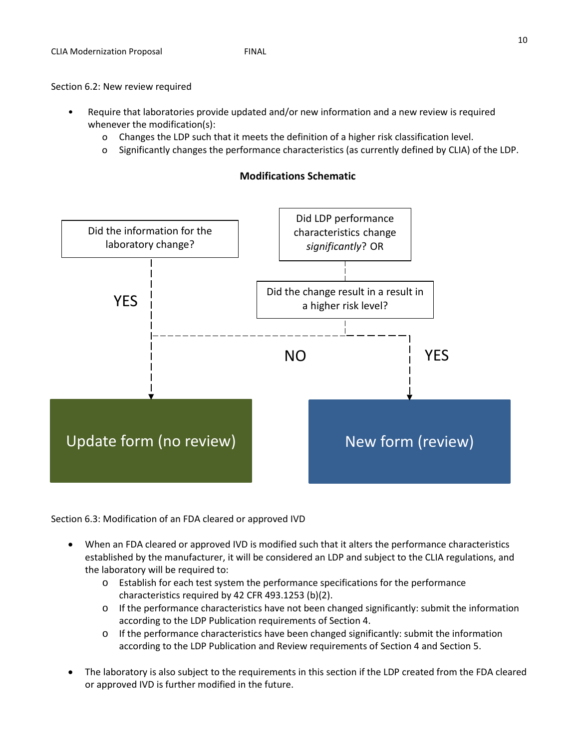Section 6.2: New review required

- Require that laboratories provide updated and/or new information and a new review is required whenever the modification(s):
  - Changes the LDP such that it meets the definition of a higher risk classification level.
  - Significantly changes the performance characteristics (as currently defined by CLIA) of the LDP.

**Modifications Schematic**

Did the information for the laboratory change?

YES

Did LDP performance characteristics change *significantly*? OR

Did the change result in a result in a higher risk level?

NO

YES

Update form (no review)

New form (review)

Section 6.3: Modification of an FDA cleared or approved IVD

- When an FDA cleared or approved IVD is modified such that it alters the performance characteristics established by the manufacturer, it will be considered an LDP and subject to the CLIA regulations, and the laboratory will be required to:
  - Establish for each test system the performance specifications for the performance characteristics required by 42 CFR 493.1253 (b)(2).
  - If the performance characteristics have not been changed significantly: submit the information according to the LDP Publication requirements of Section 4.
  - If the performance characteristics have been changed significantly: submit the information according to the LDP Publication and Review requirements of Section 4 and Section 5.

- The laboratory is also subject to the requirements in this section if the LDP created from the FDA cleared or approved IVD is further modified in the future.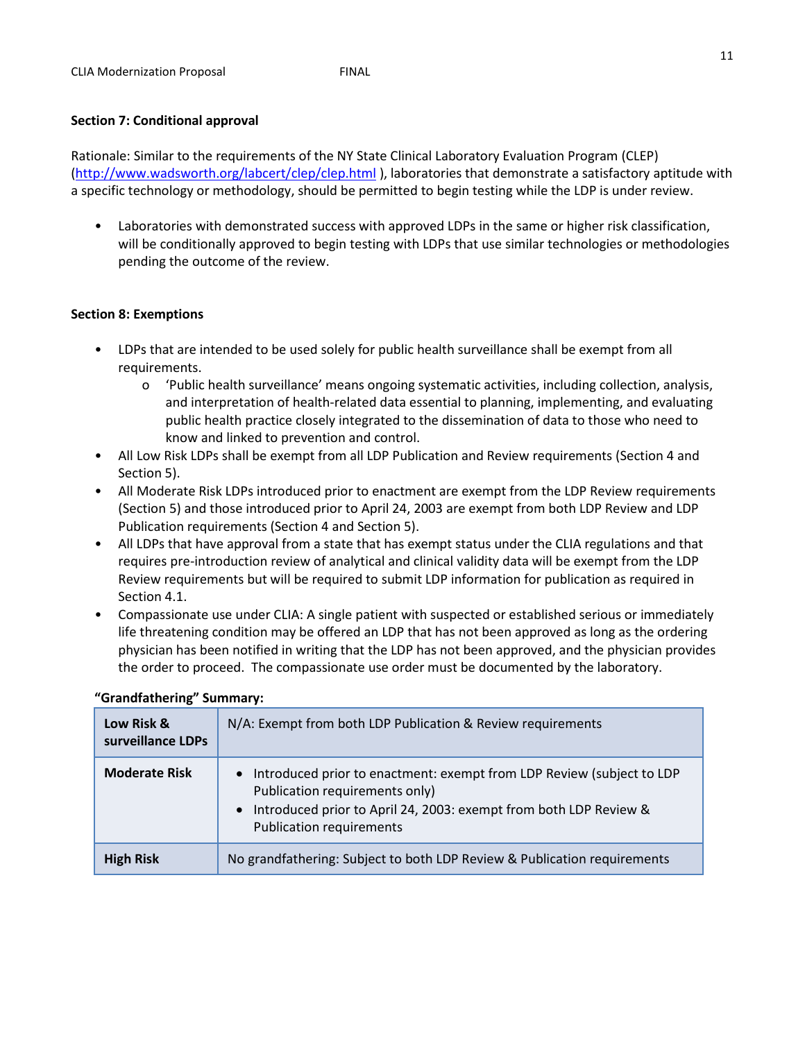**Section 7: Conditional approval**

Rationale: Similar to the requirements of the NY State Clinical Laboratory Evaluation Program (CLEP) (http://www.wadsworth.org/labcert/clep/clep.html ), laboratories that demonstrate a satisfactory aptitude with a specific technology or methodology, should be permitted to begin testing while the LDP is under review.

- Laboratories with demonstrated success with approved LDPs in the same or higher risk classification, will be conditionally approved to begin testing with LDPs that use similar technologies or methodologies pending the outcome of the review.

**Section 8: Exemptions**

- LDPs that are intended to be used solely for public health surveillance shall be exempt from all requirements.
    - 'Public health surveillance' means ongoing systematic activities, including collection, analysis, and interpretation of health-related data essential to planning, implementing, and evaluating public health practice closely integrated to the dissemination of data to those who need to know and linked to prevention and control.
- All Low Risk LDPs shall be exempt from all LDP Publication and Review requirements (Section 4 and Section 5).
- All Moderate Risk LDPs introduced prior to enactment are exempt from the LDP Review requirements (Section 5) and those introduced prior to April 24, 2003 are exempt from both LDP Review and LDP Publication requirements (Section 4 and Section 5).
- All LDPs that have approval from a state that has exempt status under the CLIA regulations and that requires pre-introduction review of analytical and clinical validity data will be exempt from the LDP Review requirements but will be required to submit LDP information for publication as required in Section 4.1.
- Compassionate use under CLIA: A single patient with suspected or established serious or immediately life threatening condition may be offered an LDP that has not been approved as long as the ordering physician has been notified in writing that the LDP has not been approved, and the physician provides the order to proceed. The compassionate use order must be documented by the laboratory.

**"Grandfathering" Summary:**

| | |
|---|---|
| **Low Risk & surveillance LDPs** | N/A: Exempt from both LDP Publication & Review requirements |
| **Moderate Risk** | • Introduced prior to enactment: exempt from LDP Review (subject to LDP Publication requirements only)<br>• Introduced prior to April 24, 2003: exempt from both LDP Review & Publication requirements |
| **High Risk** | No grandfathering: Subject to both LDP Review & Publication requirements |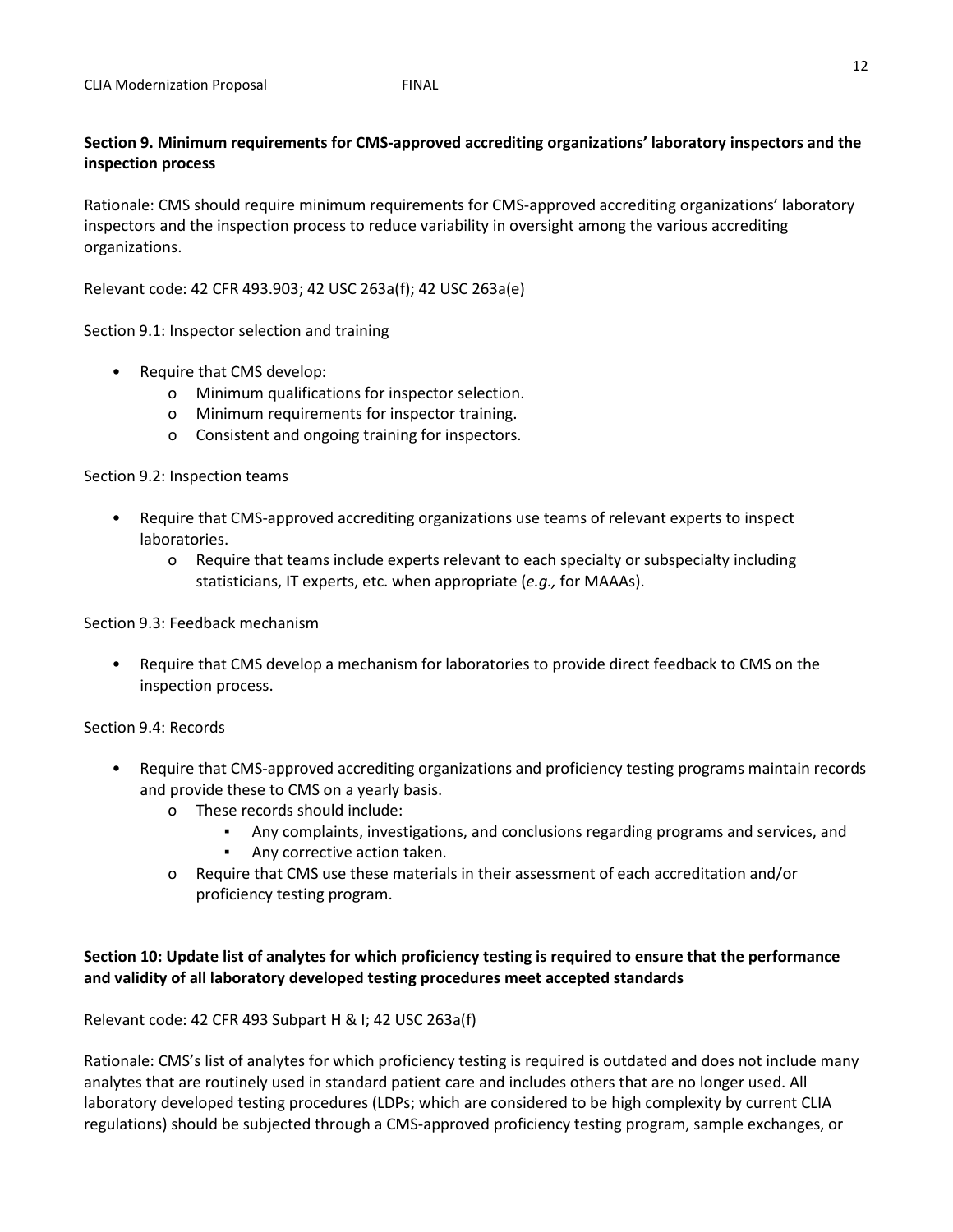**Section 9. Minimum requirements for CMS-approved accrediting organizations' laboratory inspectors and the inspection process**

Rationale: CMS should require minimum requirements for CMS-approved accrediting organizations' laboratory inspectors and the inspection process to reduce variability in oversight among the various accrediting organizations.

Relevant code: 42 CFR 493.903; 42 USC 263a(f); 42 USC 263a(e)

Section 9.1: Inspector selection and training

- Require that CMS develop:
  - Minimum qualifications for inspector selection.
  - Minimum requirements for inspector training.
  - Consistent and ongoing training for inspectors.

Section 9.2: Inspection teams

- Require that CMS-approved accrediting organizations use teams of relevant experts to inspect laboratories.
  - Require that teams include experts relevant to each specialty or subspecialty including statisticians, IT experts, etc. when appropriate (*e.g.,* for MAAAs).

Section 9.3: Feedback mechanism

- Require that CMS develop a mechanism for laboratories to provide direct feedback to CMS on the inspection process.

Section 9.4: Records

- Require that CMS-approved accrediting organizations and proficiency testing programs maintain records and provide these to CMS on a yearly basis.
  - These records should include:
    - Any complaints, investigations, and conclusions regarding programs and services, and
    - Any corrective action taken.
  - Require that CMS use these materials in their assessment of each accreditation and/or proficiency testing program.

**Section 10: Update list of analytes for which proficiency testing is required to ensure that the performance and validity of all laboratory developed testing procedures meet accepted standards**

Relevant code: 42 CFR 493 Subpart H & I; 42 USC 263a(f)

Rationale: CMS's list of analytes for which proficiency testing is required is outdated and does not include many analytes that are routinely used in standard patient care and includes others that are no longer used. All laboratory developed testing procedures (LDPs; which are considered to be high complexity by current CLIA regulations) should be subjected through a CMS-approved proficiency testing program, sample exchanges, or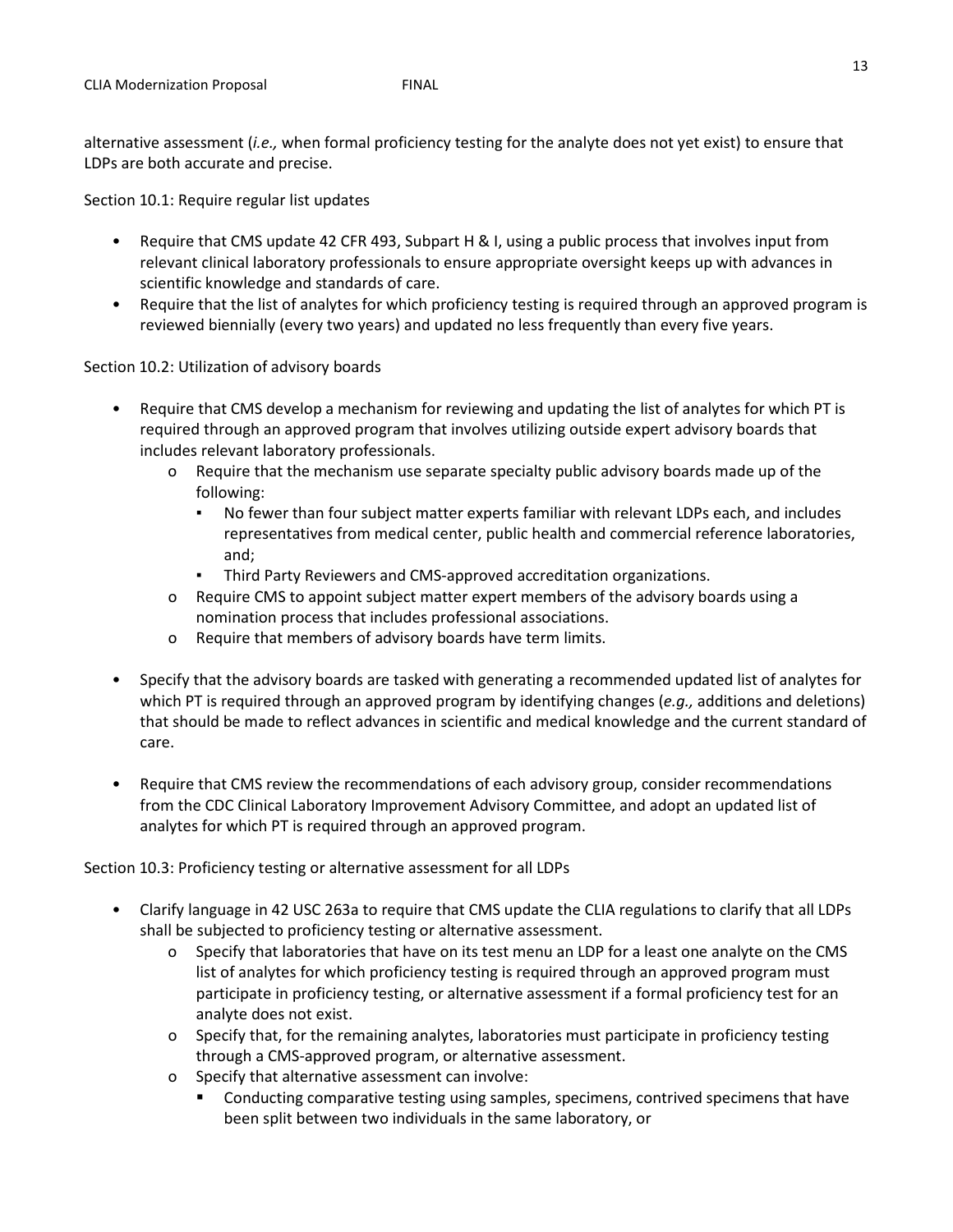alternative assessment (*i.e.,* when formal proficiency testing for the analyte does not yet exist) to ensure that LDPs are both accurate and precise.

Section 10.1: Require regular list updates

- Require that CMS update 42 CFR 493, Subpart H & I, using a public process that involves input from relevant clinical laboratory professionals to ensure appropriate oversight keeps up with advances in scientific knowledge and standards of care.
- Require that the list of analytes for which proficiency testing is required through an approved program is reviewed biennially (every two years) and updated no less frequently than every five years.

Section 10.2: Utilization of advisory boards

- Require that CMS develop a mechanism for reviewing and updating the list of analytes for which PT is required through an approved program that involves utilizing outside expert advisory boards that includes relevant laboratory professionals.
  - Require that the mechanism use separate specialty public advisory boards made up of the following:
    - No fewer than four subject matter experts familiar with relevant LDPs each, and includes representatives from medical center, public health and commercial reference laboratories, and;
    - Third Party Reviewers and CMS-approved accreditation organizations.
  - Require CMS to appoint subject matter expert members of the advisory boards using a nomination process that includes professional associations.
  - Require that members of advisory boards have term limits.

- Specify that the advisory boards are tasked with generating a recommended updated list of analytes for which PT is required through an approved program by identifying changes (*e.g.,* additions and deletions) that should be made to reflect advances in scientific and medical knowledge and the current standard of care.

- Require that CMS review the recommendations of each advisory group, consider recommendations from the CDC Clinical Laboratory Improvement Advisory Committee, and adopt an updated list of analytes for which PT is required through an approved program.

Section 10.3: Proficiency testing or alternative assessment for all LDPs

- Clarify language in 42 USC 263a to require that CMS update the CLIA regulations to clarify that all LDPs shall be subjected to proficiency testing or alternative assessment.
  - Specify that laboratories that have on its test menu an LDP for a least one analyte on the CMS list of analytes for which proficiency testing is required through an approved program must participate in proficiency testing, or alternative assessment if a formal proficiency test for an analyte does not exist.
  - Specify that, for the remaining analytes, laboratories must participate in proficiency testing through a CMS-approved program, or alternative assessment.
  - Specify that alternative assessment can involve:
    - Conducting comparative testing using samples, specimens, contrived specimens that have been split between two individuals in the same laboratory, or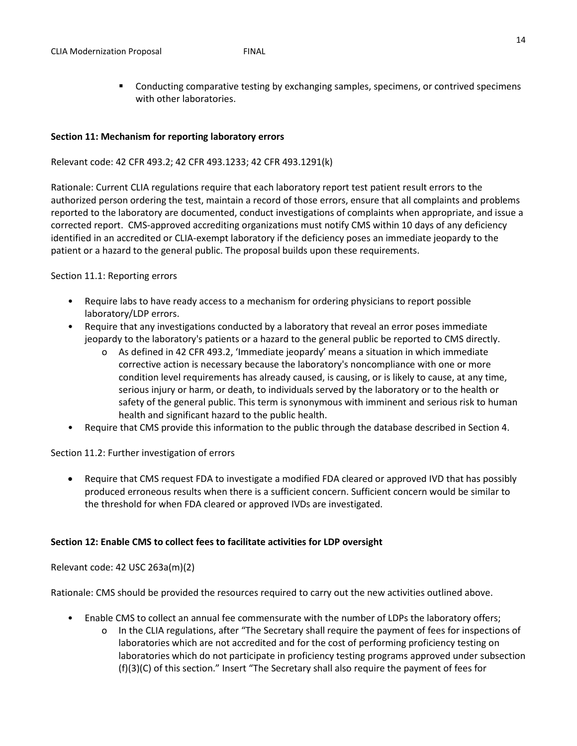- Conducting comparative testing by exchanging samples, specimens, or contrived specimens with other laboratories.

**Section 11: Mechanism for reporting laboratory errors**

Relevant code: 42 CFR 493.2; 42 CFR 493.1233; 42 CFR 493.1291(k)

Rationale: Current CLIA regulations require that each laboratory report test patient result errors to the authorized person ordering the test, maintain a record of those errors, ensure that all complaints and problems reported to the laboratory are documented, conduct investigations of complaints when appropriate, and issue a corrected report. CMS-approved accrediting organizations must notify CMS within 10 days of any deficiency identified in an accredited or CLIA-exempt laboratory if the deficiency poses an immediate jeopardy to the patient or a hazard to the general public. The proposal builds upon these requirements.

Section 11.1: Reporting errors

- Require labs to have ready access to a mechanism for ordering physicians to report possible laboratory/LDP errors.
- Require that any investigations conducted by a laboratory that reveal an error poses immediate jeopardy to the laboratory's patients or a hazard to the general public be reported to CMS directly.
  - As defined in 42 CFR 493.2, 'Immediate jeopardy' means a situation in which immediate corrective action is necessary because the laboratory's noncompliance with one or more condition level requirements has already caused, is causing, or is likely to cause, at any time, serious injury or harm, or death, to individuals served by the laboratory or to the health or safety of the general public. This term is synonymous with imminent and serious risk to human health and significant hazard to the public health.
- Require that CMS provide this information to the public through the database described in Section 4.

Section 11.2: Further investigation of errors

- Require that CMS request FDA to investigate a modified FDA cleared or approved IVD that has possibly produced erroneous results when there is a sufficient concern. Sufficient concern would be similar to the threshold for when FDA cleared or approved IVDs are investigated.

**Section 12: Enable CMS to collect fees to facilitate activities for LDP oversight**

Relevant code: 42 USC 263a(m)(2)

Rationale: CMS should be provided the resources required to carry out the new activities outlined above.

- Enable CMS to collect an annual fee commensurate with the number of LDPs the laboratory offers;
  - In the CLIA regulations, after "The Secretary shall require the payment of fees for inspections of laboratories which are not accredited and for the cost of performing proficiency testing on laboratories which do not participate in proficiency testing programs approved under subsection (f)(3)(C) of this section." Insert "The Secretary shall also require the payment of fees for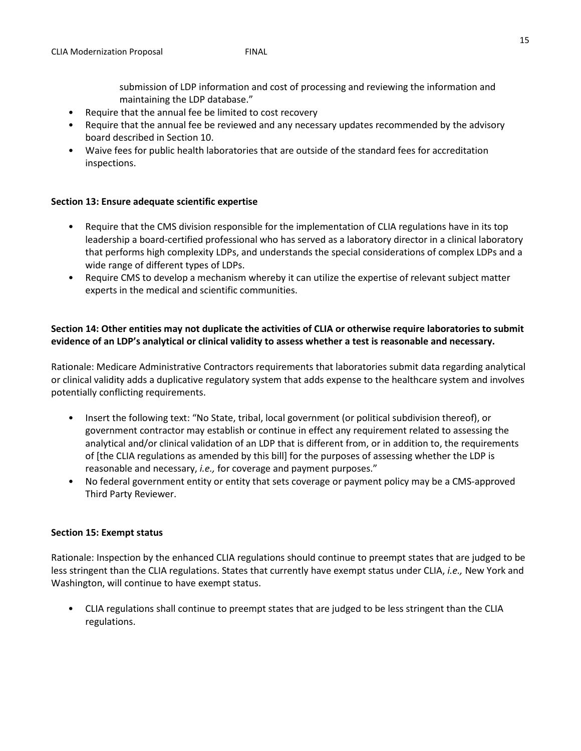submission of LDP information and cost of processing and reviewing the information and maintaining the LDP database."

- Require that the annual fee be limited to cost recovery
- Require that the annual fee be reviewed and any necessary updates recommended by the advisory board described in Section 10.
- Waive fees for public health laboratories that are outside of the standard fees for accreditation inspections.

**Section 13: Ensure adequate scientific expertise**

- Require that the CMS division responsible for the implementation of CLIA regulations have in its top leadership a board-certified professional who has served as a laboratory director in a clinical laboratory that performs high complexity LDPs, and understands the special considerations of complex LDPs and a wide range of different types of LDPs.
- Require CMS to develop a mechanism whereby it can utilize the expertise of relevant subject matter experts in the medical and scientific communities.

**Section 14: Other entities may not duplicate the activities of CLIA or otherwise require laboratories to submit evidence of an LDP's analytical or clinical validity to assess whether a test is reasonable and necessary.**

Rationale: Medicare Administrative Contractors requirements that laboratories submit data regarding analytical or clinical validity adds a duplicative regulatory system that adds expense to the healthcare system and involves potentially conflicting requirements.

- Insert the following text: "No State, tribal, local government (or political subdivision thereof), or government contractor may establish or continue in effect any requirement related to assessing the analytical and/or clinical validation of an LDP that is different from, or in addition to, the requirements of [the CLIA regulations as amended by this bill] for the purposes of assessing whether the LDP is reasonable and necessary, *i.e.,* for coverage and payment purposes."
- No federal government entity or entity that sets coverage or payment policy may be a CMS-approved Third Party Reviewer.

**Section 15: Exempt status**

Rationale: Inspection by the enhanced CLIA regulations should continue to preempt states that are judged to be less stringent than the CLIA regulations. States that currently have exempt status under CLIA, *i.e.,* New York and Washington, will continue to have exempt status.

- CLIA regulations shall continue to preempt states that are judged to be less stringent than the CLIA regulations.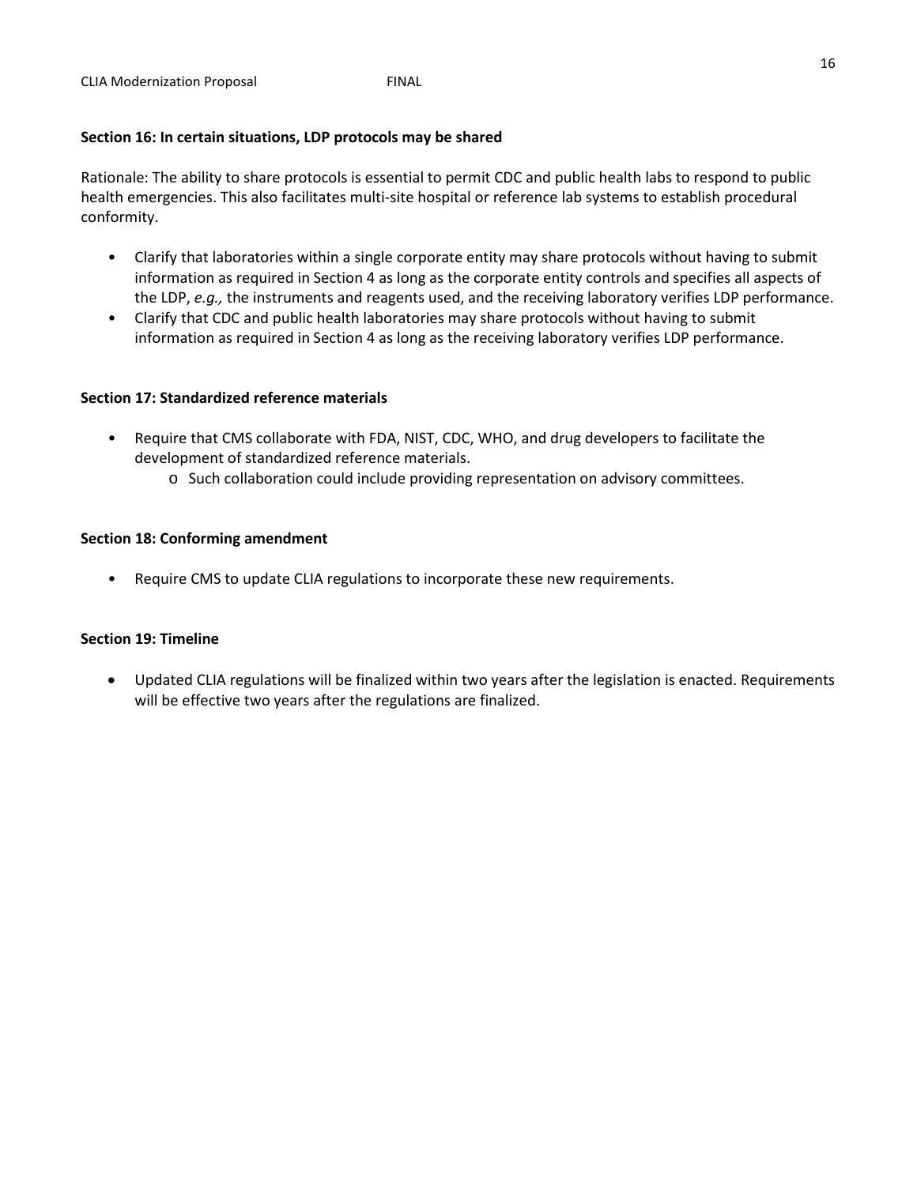**Section 16: In certain situations, LDP protocols may be shared**

Rationale: The ability to share protocols is essential to permit CDC and public health labs to respond to public health emergencies. This also facilitates multi-site hospital or reference lab systems to establish procedural conformity.

- Clarify that laboratories within a single corporate entity may share protocols without having to submit information as required in Section 4 as long as the corporate entity controls and specifies all aspects of the LDP, *e.g.,* the instruments and reagents used, and the receiving laboratory verifies LDP performance.
- Clarify that CDC and public health laboratories may share protocols without having to submit information as required in Section 4 as long as the receiving laboratory verifies LDP performance.

**Section 17: Standardized reference materials**

- Require that CMS collaborate with FDA, NIST, CDC, WHO, and drug developers to facilitate the development of standardized reference materials.
    - Such collaboration could include providing representation on advisory committees.

**Section 18: Conforming amendment**

- Require CMS to update CLIA regulations to incorporate these new requirements.

**Section 19: Timeline**

- Updated CLIA regulations will be finalized within two years after the legislation is enacted. Requirements will be effective two years after the regulations are finalized.